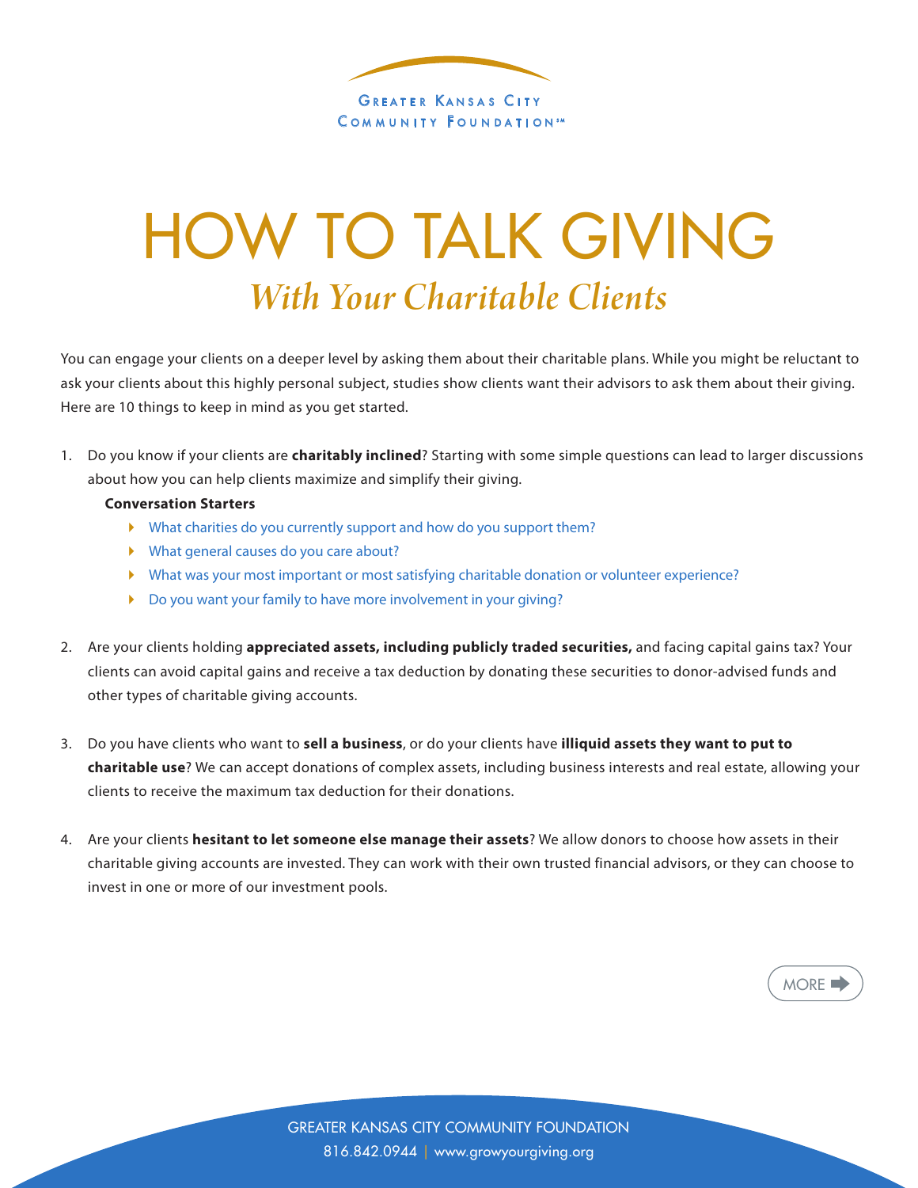GREATER KANSAS CITY COMMUNITY FOUNDATION℠

# HOW TO TALK GIVING

## *With Your Charitable Clients*

You can engage your clients on a deeper level by asking them about their charitable plans. While you might be reluctant to ask your clients about this highly personal subject, studies show clients want their advisors to ask them about their giving. Here are 10 things to keep in mind as you get started.

1. Do you know if your clients are **charitably inclined**? Starting with some simple questions can lead to larger discussions about how you can help clients maximize and simplify their giving.

   **Conversation Starters**

   - What charities do you currently support and how do you support them?
   - What general causes do you care about?
   - What was your most important or most satisfying charitable donation or volunteer experience?
   - Do you want your family to have more involvement in your giving?

2. Are your clients holding **appreciated assets, including publicly traded securities,** and facing capital gains tax? Your clients can avoid capital gains and receive a tax deduction by donating these securities to donor-advised funds and other types of charitable giving accounts.

3. Do you have clients who want to **sell a business**, or do your clients have **illiquid assets they want to put to charitable use**? We can accept donations of complex assets, including business interests and real estate, allowing your clients to receive the maximum tax deduction for their donations.

4. Are your clients **hesitant to let someone else manage their assets**? We allow donors to choose how assets in their charitable giving accounts are invested. They can work with their own trusted financial advisors, or they can choose to invest in one or more of our investment pools.

MORE

GREATER KANSAS CITY COMMUNITY FOUNDATION
816.842.0944 | www.growyourgiving.org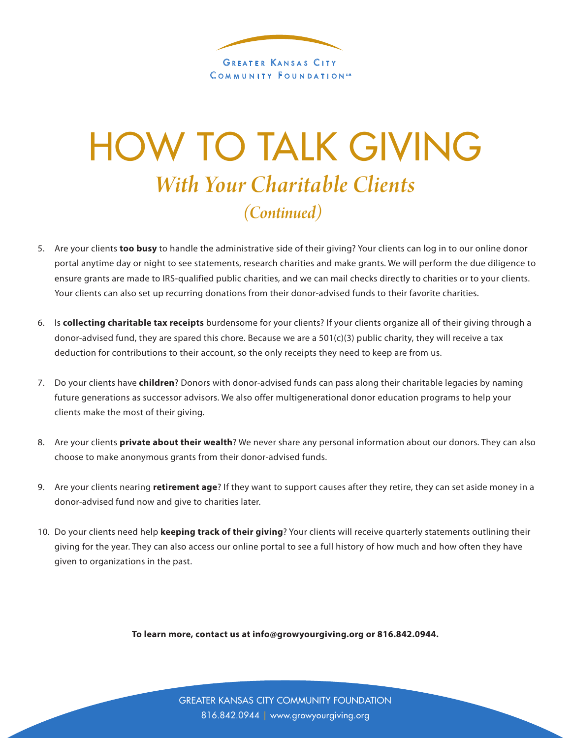GREATER KANSAS CITY COMMUNITY FOUNDATION℠

# HOW TO TALK GIVING

## *With Your Charitable Clients*

### *(Continued)*

5. Are your clients **too busy** to handle the administrative side of their giving? Your clients can log in to our online donor portal anytime day or night to see statements, research charities and make grants. We will perform the due diligence to ensure grants are made to IRS-qualified public charities, and we can mail checks directly to charities or to your clients. Your clients can also set up recurring donations from their donor-advised funds to their favorite charities.

6. Is **collecting charitable tax receipts** burdensome for your clients? If your clients organize all of their giving through a donor-advised fund, they are spared this chore. Because we are a 501(c)(3) public charity, they will receive a tax deduction for contributions to their account, so the only receipts they need to keep are from us.

7. Do your clients have **children**? Donors with donor-advised funds can pass along their charitable legacies by naming future generations as successor advisors. We also offer multigenerational donor education programs to help your clients make the most of their giving.

8. Are your clients **private about their wealth**? We never share any personal information about our donors. They can also choose to make anonymous grants from their donor-advised funds.

9. Are your clients nearing **retirement age**? If they want to support causes after they retire, they can set aside money in a donor-advised fund now and give to charities later.

10. Do your clients need help **keeping track of their giving**? Your clients will receive quarterly statements outlining their giving for the year. They can also access our online portal to see a full history of how much and how often they have given to organizations in the past.

**To learn more, contact us at info@growyourgiving.org or 816.842.0944.**

GREATER KANSAS CITY COMMUNITY FOUNDATION
816.842.0944 | www.growyourgiving.org